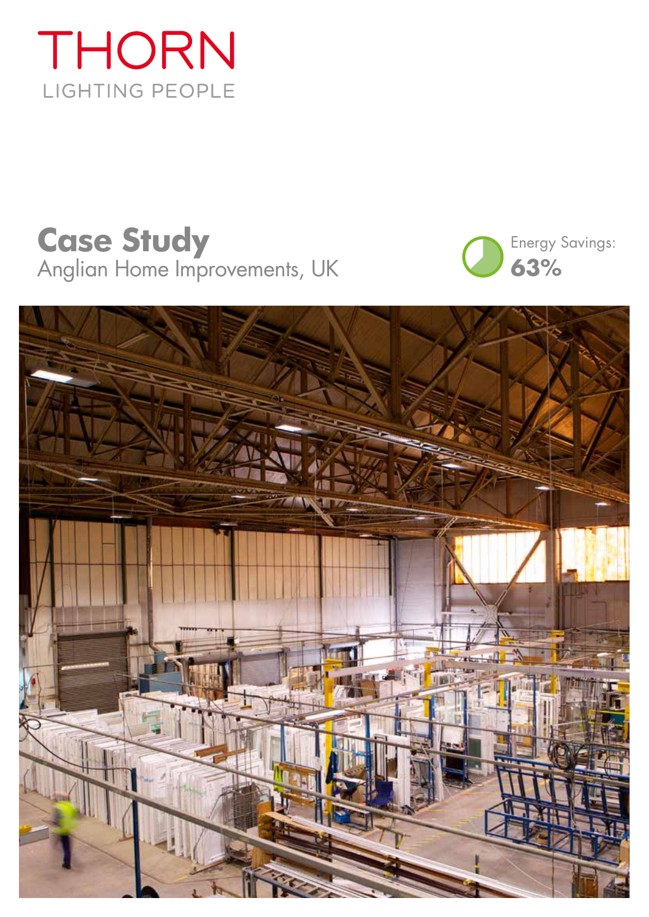THORN

LIGHTING PEOPLE

# Case Study

Anglian Home Improvements, UK

Energy Savings:
**63%**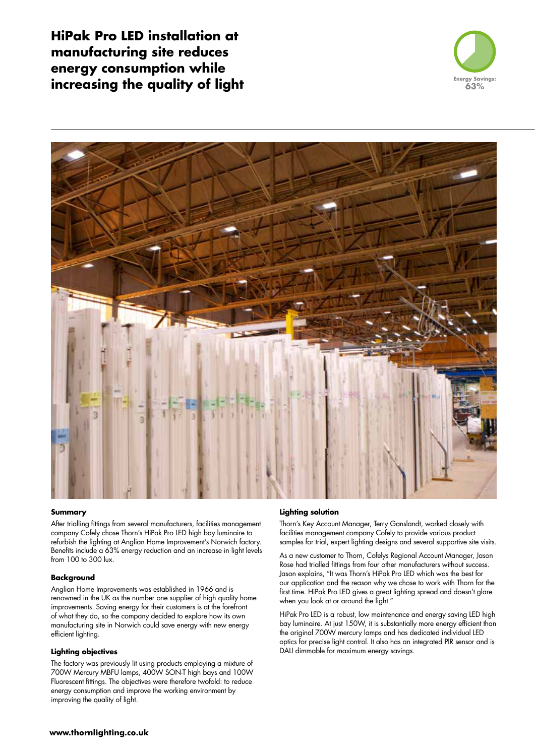# HiPak Pro LED installation at manufacturing site reduces energy consumption while increasing the quality of light

Energy Savings: 63%

### Summary

After trialling fittings from several manufacturers, facilities management company Cofely chose Thorn's HiPak Pro LED high bay luminaire to refurbish the lighting at Anglian Home Improvement's Norwich factory. Benefits include a 63% energy reduction and an increase in light levels from 100 to 300 lux.

### Background

Anglian Home Improvements was established in 1966 and is renowned in the UK as the number one supplier of high quality home improvements. Saving energy for their customers is at the forefront of what they do, so the company decided to explore how its own manufacturing site in Norwich could save energy with new energy efficient lighting.

### Lighting objectives

The factory was previously lit using products employing a mixture of 700W Mercury MBFU lamps, 400W SON-T high bays and 100W Fluorescent fittings. The objectives were therefore twofold: to reduce energy consumption and improve the working environment by improving the quality of light.

### Lighting solution

Thorn's Key Account Manager, Terry Ganslandt, worked closely with facilities management company Cofely to provide various product samples for trial, expert lighting designs and several supportive site visits.

As a new customer to Thorn, Cofelys Regional Account Manager, Jason Rose had trialled fittings from four other manufacturers without success. Jason explains, "It was Thorn's HiPak Pro LED which was the best for our application and the reason why we chose to work with Thorn for the first time. HiPak Pro LED gives a great lighting spread and doesn't glare when you look at or around the light."

HiPak Pro LED is a robust, low maintenance and energy saving LED high bay luminaire. At just 150W, it is substantially more energy efficient than the original 700W mercury lamps and has dedicated individual LED optics for precise light control. It also has an integrated PIR sensor and is DALI dimmable for maximum energy savings.

www.thornlighting.co.uk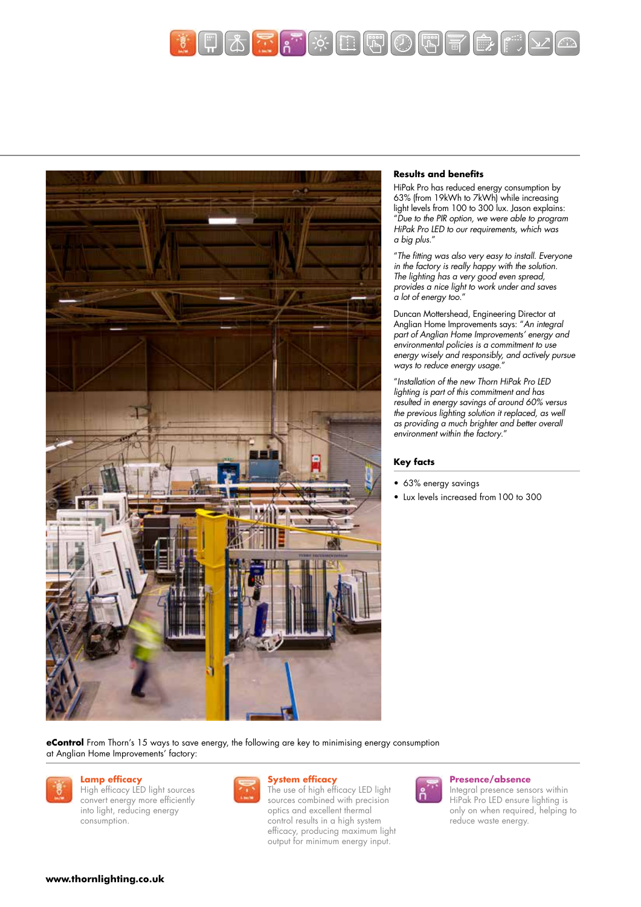## Results and benefits

HiPak Pro has reduced energy consumption by 63% (from 19kWh to 7kWh) while increasing light levels from 100 to 300 lux. Jason explains: *"Due to the PIR option, we were able to program HiPak Pro LED to our requirements, which was a big plus."*

*"The fitting was also very easy to install. Everyone in the factory is really happy with the solution. The lighting has a very good even spread, provides a nice light to work under and saves a lot of energy too."*

Duncan Mottershead, Engineering Director at Anglian Home Improvements says: *"An integral part of Anglian Home Improvements' energy and environmental policies is a commitment to use energy wisely and responsibly, and actively pursue ways to reduce energy usage."*

*"Installation of the new Thorn HiPak Pro LED lighting is part of this commitment and has resulted in energy savings of around 60% versus the previous lighting solution it replaced, as well as providing a much brighter and better overall environment within the factory."*

## Key facts

- 63% energy savings
- Lux levels increased from 100 to 300

**eControl** From Thorn's 15 ways to save energy, the following are key to minimising energy consumption at Anglian Home Improvements' factory:

**Lamp efficacy**
High efficacy LED light sources convert energy more efficiently into light, reducing energy consumption.

**System efficacy**
The use of high efficacy LED light sources combined with precision optics and excellent thermal control results in a high system efficacy, producing maximum light output for minimum energy input.

**Presence/absence**
Integral presence sensors within HiPak Pro LED ensure lighting is only on when required, helping to reduce waste energy.

**www.thornlighting.co.uk**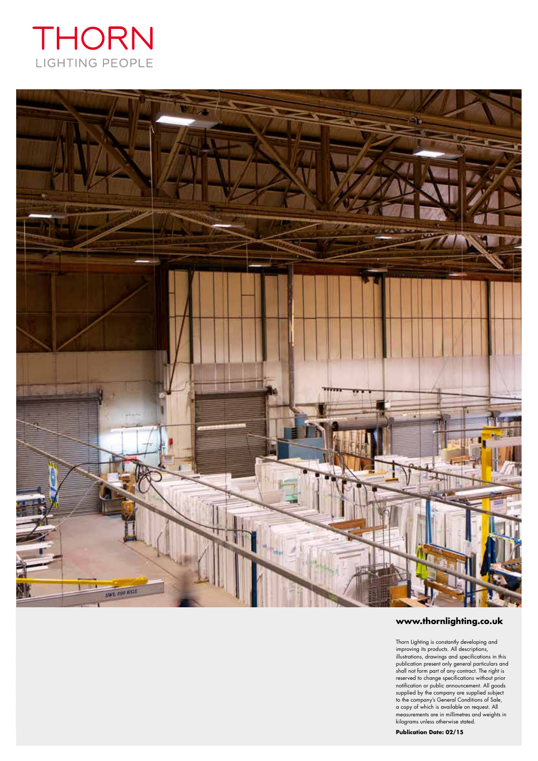THORN

LIGHTING PEOPLE

**www.thornlighting.co.uk**

Thorn Lighting is constantly developing and improving its products. All descriptions, illustrations, drawings and specifications in this publication present only general particulars and shall not form part of any contract. The right is reserved to change specifications without prior notification or public announcement. All goods supplied by the company are supplied subject to the company's General Conditions of Sale, a copy of which is available on request. All measurements are in millimetres and weights in kilograms unless otherwise stated.

**Publication Date: 02/15**